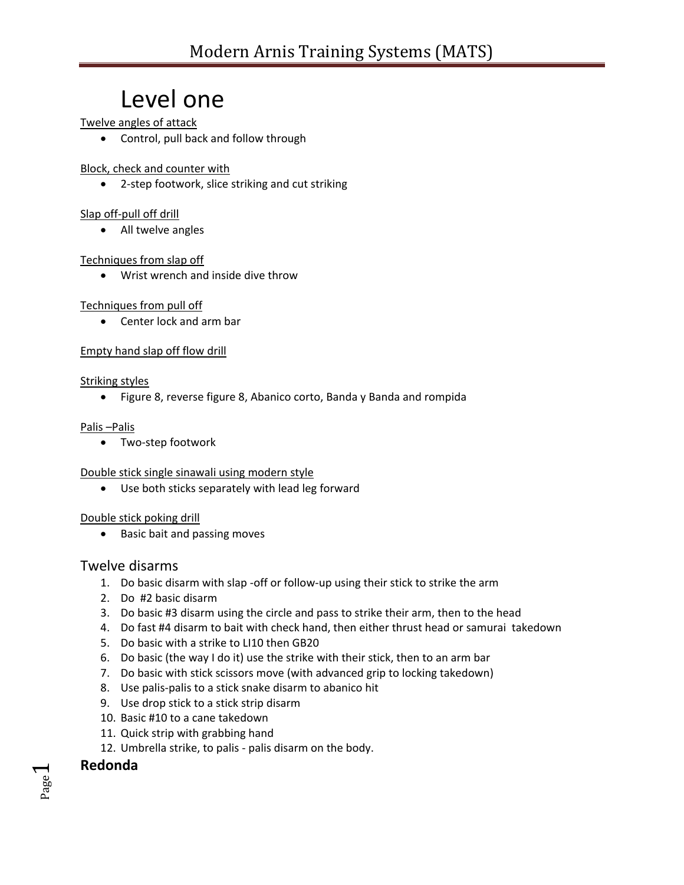# Modern Arnis Training Systems (MATS)

## Level one

Twelve angles of attack

- Control, pull back and follow through

Block, check and counter with

- 2-step footwork, slice striking and cut striking

Slap off-pull off drill

- All twelve angles

Techniques from slap off

- Wrist wrench and inside dive throw

Techniques from pull off

- Center lock and arm bar

Empty hand slap off flow drill

Striking styles

- Figure 8, reverse figure 8, Abanico corto, Banda y Banda and rompida

Palis –Palis

- Two-step footwork

Double stick single sinawali using modern style

- Use both sticks separately with lead leg forward

Double stick poking drill

- Basic bait and passing moves

### Twelve disarms

1. Do basic disarm with slap -off or follow-up using their stick to strike the arm
2. Do #2 basic disarm
3. Do basic #3 disarm using the circle and pass to strike their arm, then to the head
4. Do fast #4 disarm to bait with check hand, then either thrust head or samurai takedown
5. Do basic with a strike to LI10 then GB20
6. Do basic (the way I do it) use the strike with their stick, then to an arm bar
7. Do basic with stick scissors move (with advanced grip to locking takedown)
8. Use palis-palis to a stick snake disarm to abanico hit
9. Use drop stick to a stick strip disarm
10. Basic #10 to a cane takedown
11. Quick strip with grabbing hand
12. Umbrella strike, to palis - palis disarm on the body.

**Redonda**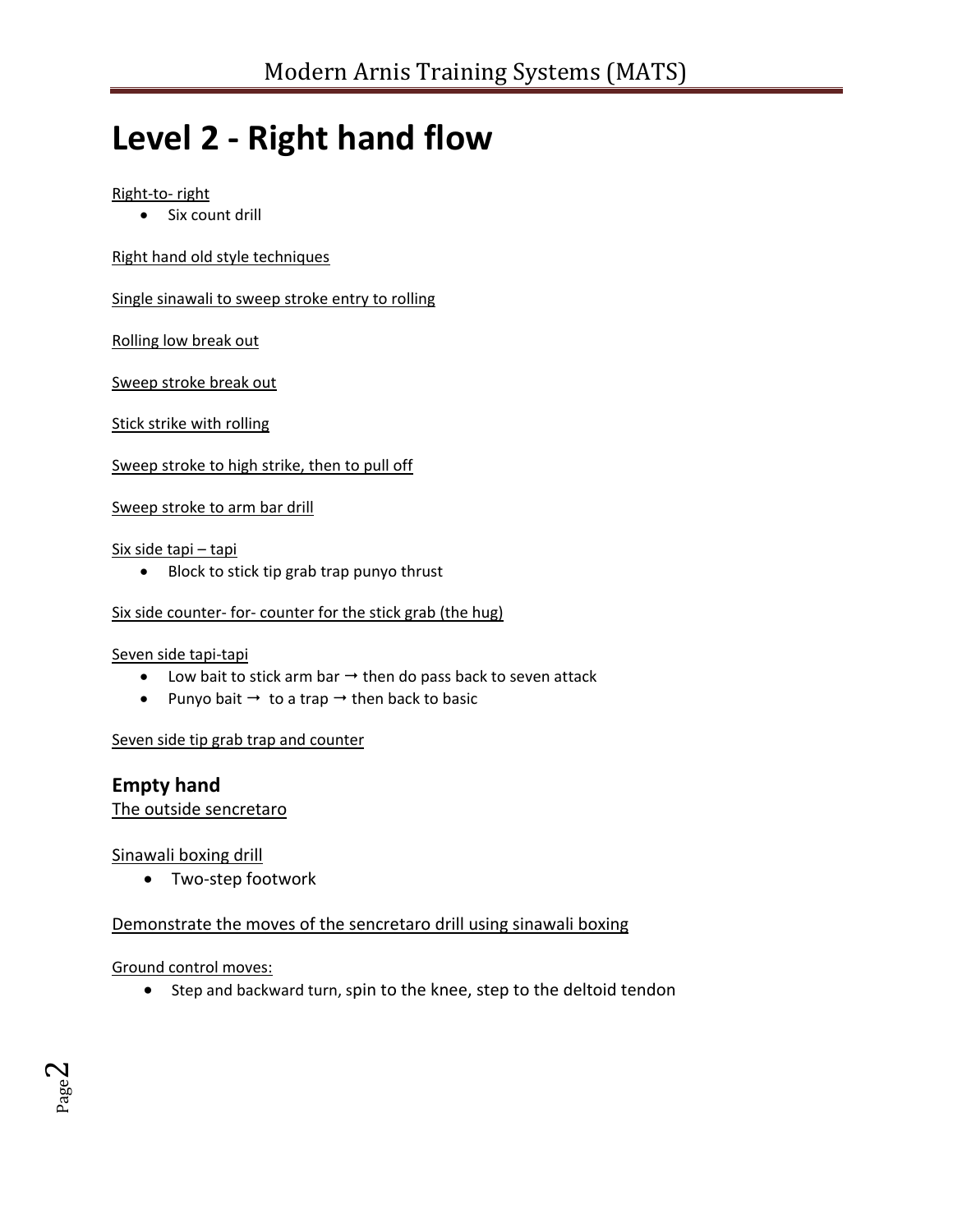# Level 2 - Right hand flow

Right-to- right

- Six count drill

Right hand old style techniques

Single sinawali to sweep stroke entry to rolling

Rolling low break out

Sweep stroke break out

Stick strike with rolling

Sweep stroke to high strike, then to pull off

Sweep stroke to arm bar drill

Six side tapi – tapi

- Block to stick tip grab trap punyo thrust

Six side counter- for- counter for the stick grab (the hug)

Seven side tapi-tapi

- Low bait to stick arm bar → then do pass back to seven attack
- Punyo bait → to a trap → then back to basic

Seven side tip grab trap and counter

## Empty hand

The outside sencretaro

Sinawali boxing drill

- Two-step footwork

Demonstrate the moves of the sencretaro drill using sinawali boxing

Ground control moves:

- Step and backward turn, spin to the knee, step to the deltoid tendon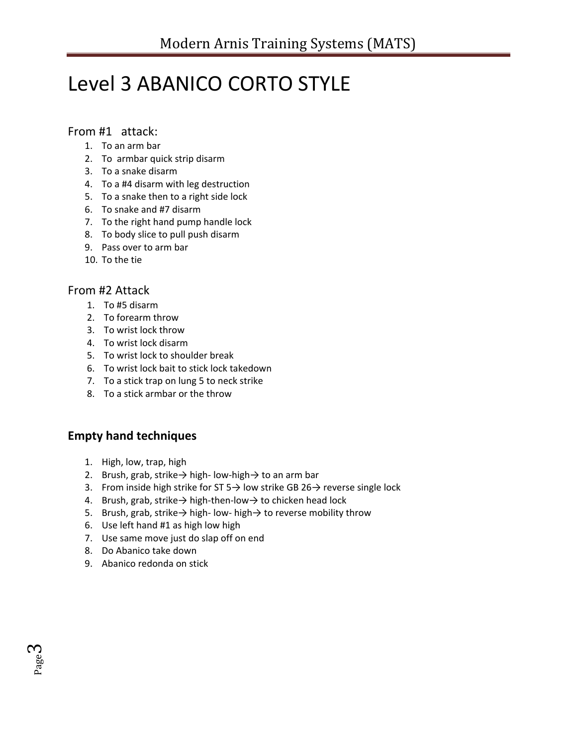# Level 3 ABANICO CORTO STYLE

## From #1 attack:

1. To an arm bar
2. To armbar quick strip disarm
3. To a snake disarm
4. To a #4 disarm with leg destruction
5. To a snake then to a right side lock
6. To snake and #7 disarm
7. To the right hand pump handle lock
8. To body slice to pull push disarm
9. Pass over to arm bar
10. To the tie

## From #2 Attack

1. To #5 disarm
2. To forearm throw
3. To wrist lock throw
4. To wrist lock disarm
5. To wrist lock to shoulder break
6. To wrist lock bait to stick lock takedown
7. To a stick trap on lung 5 to neck strike
8. To a stick armbar or the throw

### Empty hand techniques

1. High, low, trap, high
2. Brush, grab, strike→ high- low-high→ to an arm bar
3. From inside high strike for ST 5→ low strike GB 26→ reverse single lock
4. Brush, grab, strike→ high-then-low→ to chicken head lock
5. Brush, grab, strike→ high- low- high→ to reverse mobility throw
6. Use left hand #1 as high low high
7. Use same move just do slap off on end
8. Do Abanico take down
9. Abanico redonda on stick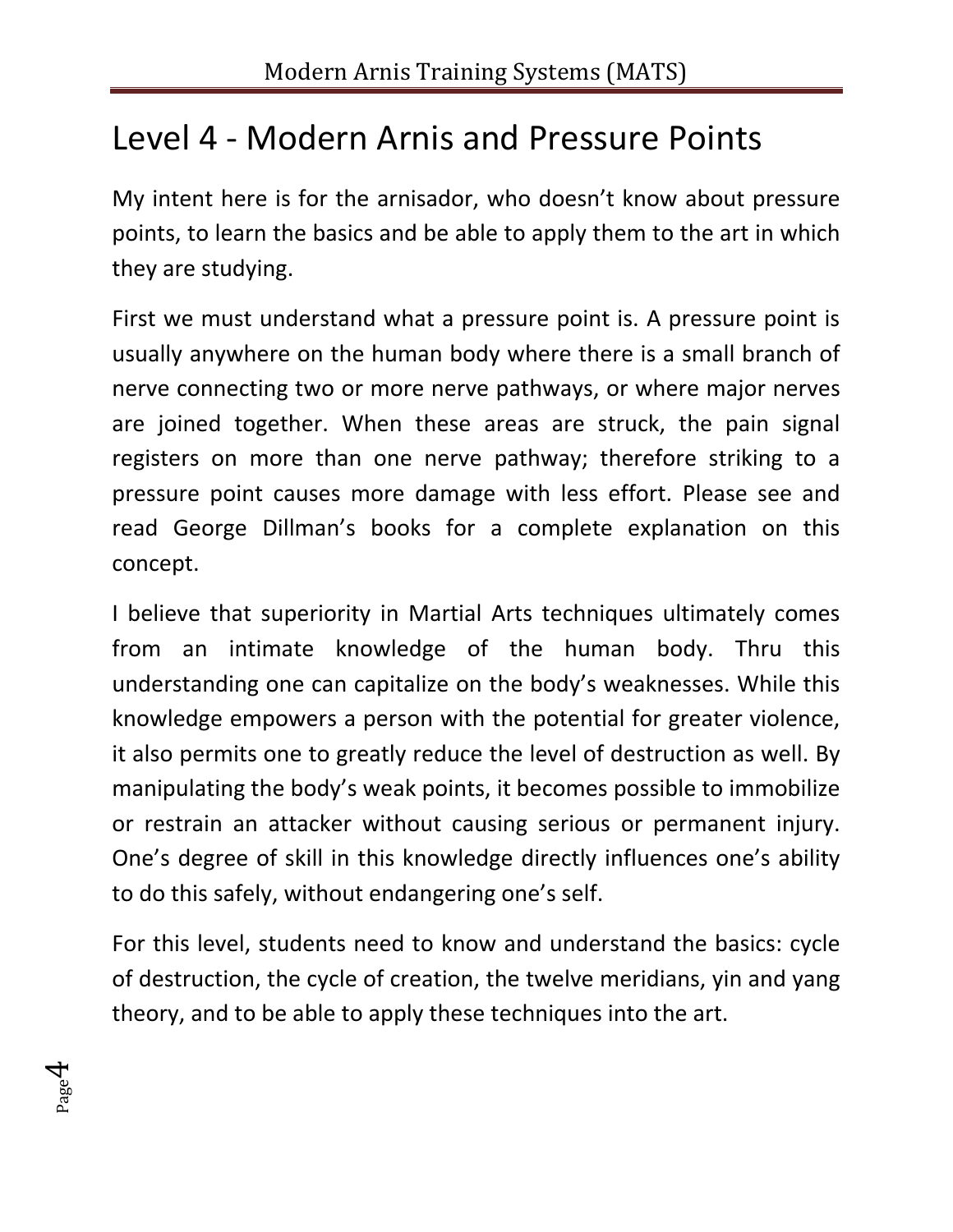# Level 4 - Modern Arnis and Pressure Points

My intent here is for the arnisador, who doesn't know about pressure points, to learn the basics and be able to apply them to the art in which they are studying.

First we must understand what a pressure point is. A pressure point is usually anywhere on the human body where there is a small branch of nerve connecting two or more nerve pathways, or where major nerves are joined together. When these areas are struck, the pain signal registers on more than one nerve pathway; therefore striking to a pressure point causes more damage with less effort. Please see and read George Dillman's books for a complete explanation on this concept.

I believe that superiority in Martial Arts techniques ultimately comes from an intimate knowledge of the human body. Thru this understanding one can capitalize on the body's weaknesses. While this knowledge empowers a person with the potential for greater violence, it also permits one to greatly reduce the level of destruction as well. By manipulating the body's weak points, it becomes possible to immobilize or restrain an attacker without causing serious or permanent injury. One's degree of skill in this knowledge directly influences one's ability to do this safely, without endangering one's self.

For this level, students need to know and understand the basics: cycle of destruction, the cycle of creation, the twelve meridians, yin and yang theory, and to be able to apply these techniques into the art.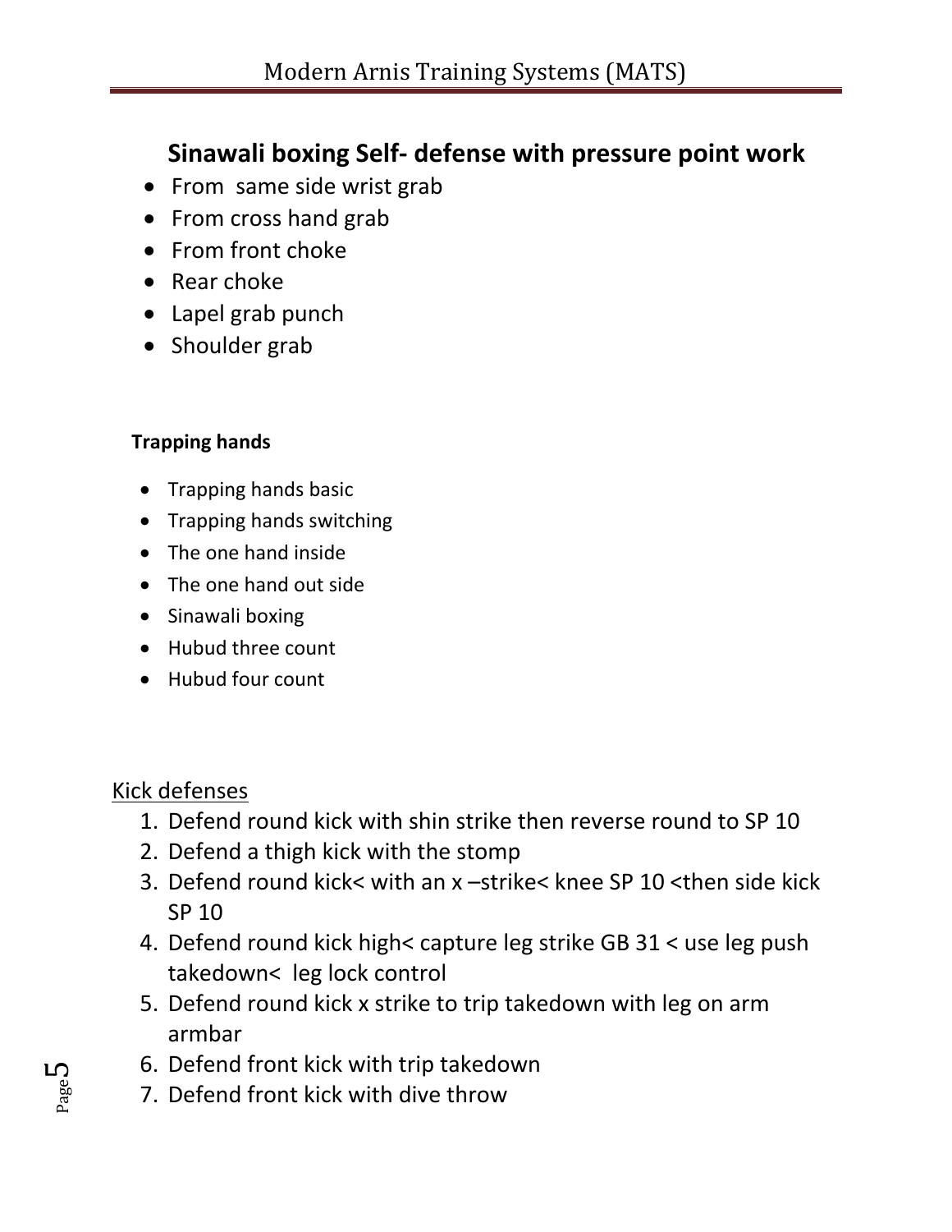## Sinawali boxing Self- defense with pressure point work

- From same side wrist grab
- From cross hand grab
- From front choke
- Rear choke
- Lapel grab punch
- Shoulder grab

**Trapping hands**

- Trapping hands basic
- Trapping hands switching
- The one hand inside
- The one hand out side
- Sinawali boxing
- Hubud three count
- Hubud four count

<u>Kick defenses</u>

1. Defend round kick with shin strike then reverse round to SP 10
2. Defend a thigh kick with the stomp
3. Defend round kick< with an x –strike< knee SP 10 <then side kick SP 10
4. Defend round kick high< capture leg strike GB 31 < use leg push takedown< leg lock control
5. Defend round kick x strike to trip takedown with leg on arm armbar
6. Defend front kick with trip takedown
7. Defend front kick with dive throw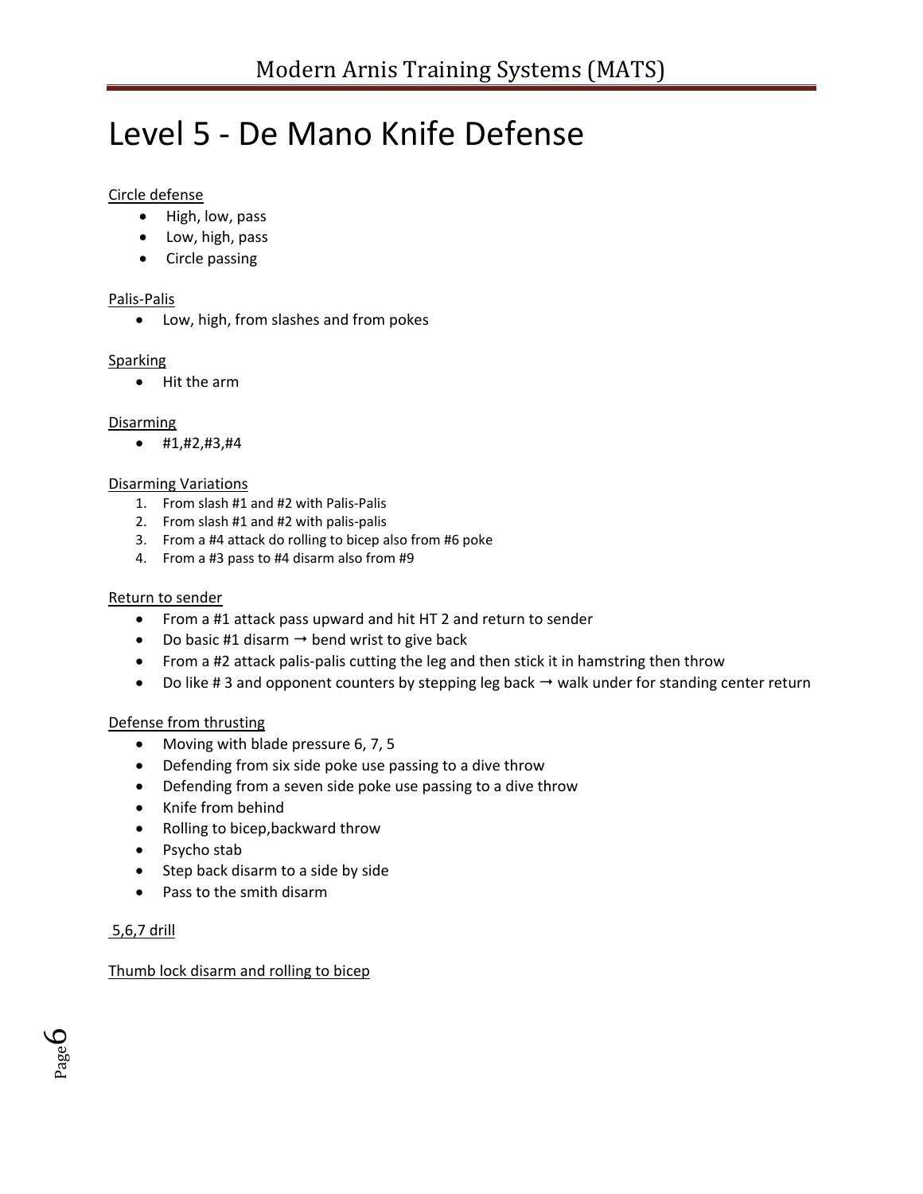# Level 5 - De Mano Knife Defense

Circle defense

- High, low, pass
- Low, high, pass
- Circle passing

Palis-Palis

- Low, high, from slashes and from pokes

Sparking

- Hit the arm

Disarming

- #1,#2,#3,#4

Disarming Variations

1. From slash #1 and #2 with Palis-Palis
2. From slash #1 and #2 with palis-palis
3. From a #4 attack do rolling to bicep also from #6 poke
4. From a #3 pass to #4 disarm also from #9

Return to sender

- From a #1 attack pass upward and hit HT 2 and return to sender
- Do basic #1 disarm → bend wrist to give back
- From a #2 attack palis-palis cutting the leg and then stick it in hamstring then throw
- Do like # 3 and opponent counters by stepping leg back → walk under for standing center return

Defense from thrusting

- Moving with blade pressure 6, 7, 5
- Defending from six side poke use passing to a dive throw
- Defending from a seven side poke use passing to a dive throw
- Knife from behind
- Rolling to bicep,backward throw
- Psycho stab
- Step back disarm to a side by side
- Pass to the smith disarm

5,6,7 drill

Thumb lock disarm and rolling to bicep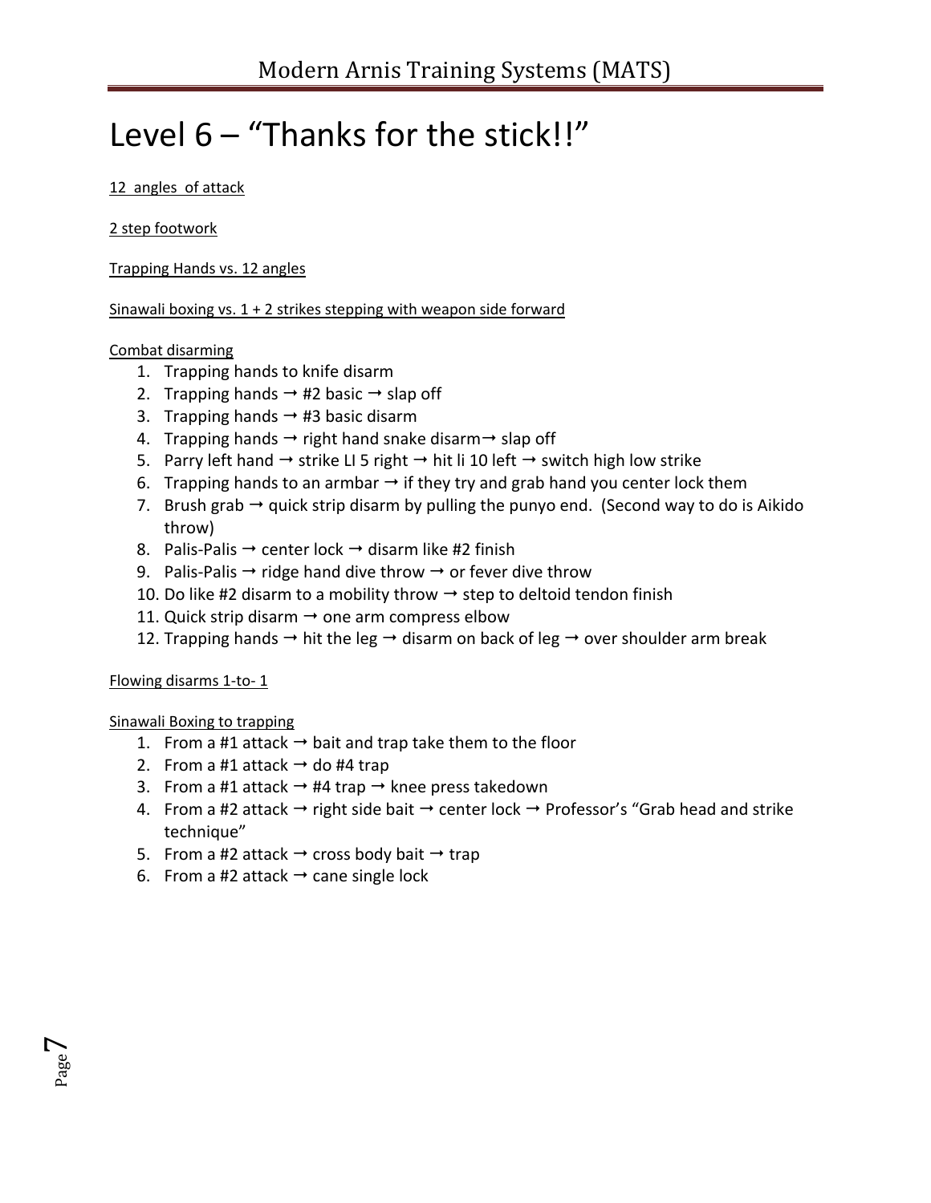# Level 6 – "Thanks for the stick!!"

12 angles of attack

2 step footwork

Trapping Hands vs. 12 angles

Sinawali boxing vs. 1 + 2 strikes stepping with weapon side forward

Combat disarming

1. Trapping hands to knife disarm
2. Trapping hands → #2 basic → slap off
3. Trapping hands → #3 basic disarm
4. Trapping hands → right hand snake disarm→ slap off
5. Parry left hand → strike LI 5 right → hit li 10 left → switch high low strike
6. Trapping hands to an armbar → if they try and grab hand you center lock them
7. Brush grab → quick strip disarm by pulling the punyo end. (Second way to do is Aikido throw)
8. Palis-Palis → center lock → disarm like #2 finish
9. Palis-Palis → ridge hand dive throw → or fever dive throw
10. Do like #2 disarm to a mobility throw → step to deltoid tendon finish
11. Quick strip disarm → one arm compress elbow
12. Trapping hands → hit the leg → disarm on back of leg → over shoulder arm break

Flowing disarms 1-to- 1

Sinawali Boxing to trapping

1. From a #1 attack → bait and trap take them to the floor
2. From a #1 attack → do #4 trap
3. From a #1 attack → #4 trap → knee press takedown
4. From a #2 attack → right side bait → center lock → Professor's "Grab head and strike technique"
5. From a #2 attack → cross body bait → trap
6. From a #2 attack → cane single lock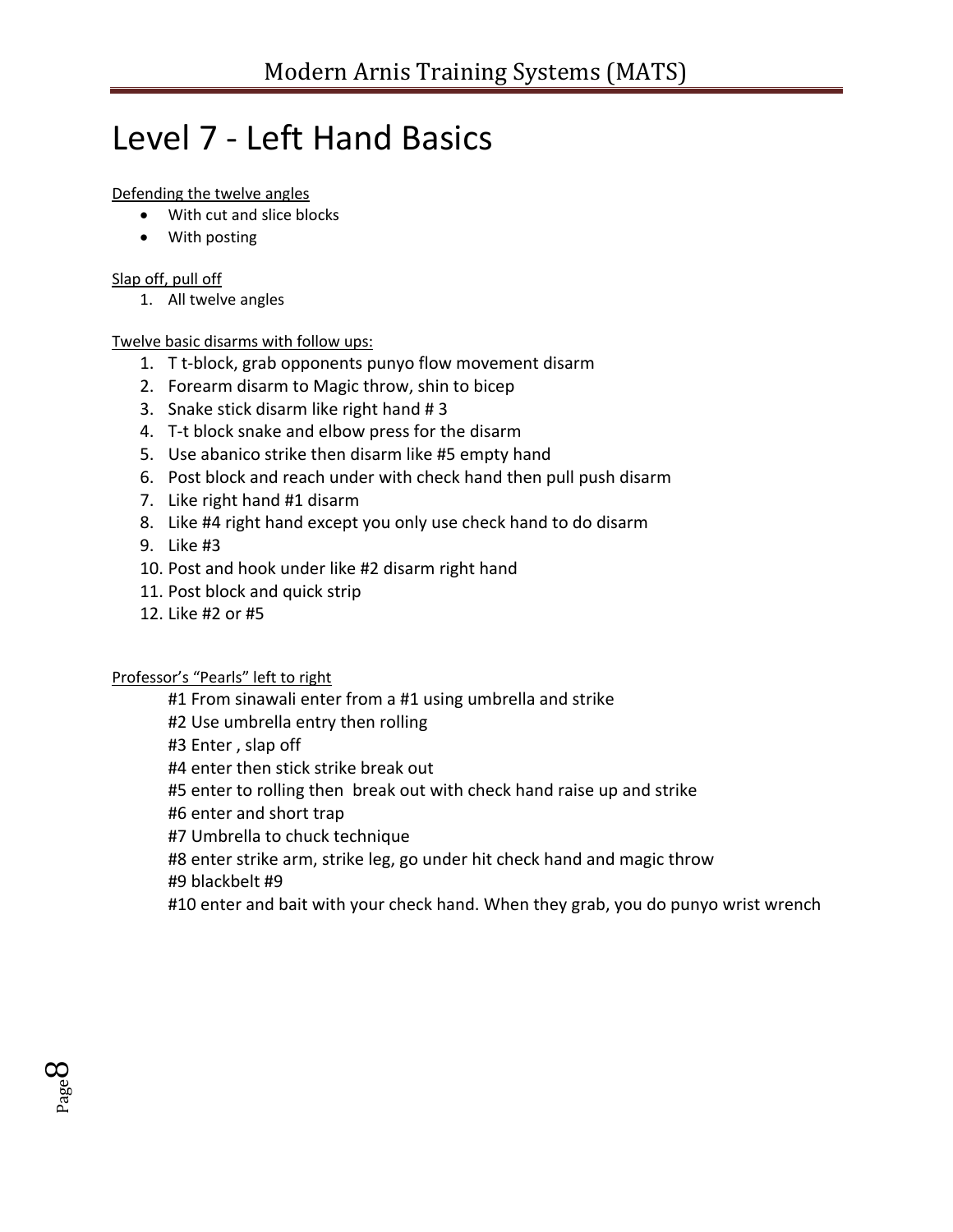# Level 7 - Left Hand Basics

Defending the twelve angles

- With cut and slice blocks
- With posting

Slap off, pull off

1. All twelve angles

Twelve basic disarms with follow ups:

1. T t-block, grab opponents punyo flow movement disarm
2. Forearm disarm to Magic throw, shin to bicep
3. Snake stick disarm like right hand # 3
4. T-t block snake and elbow press for the disarm
5. Use abanico strike then disarm like #5 empty hand
6. Post block and reach under with check hand then pull push disarm
7. Like right hand #1 disarm
8. Like #4 right hand except you only use check hand to do disarm
9. Like #3
10. Post and hook under like #2 disarm right hand
11. Post block and quick strip
12. Like #2 or #5

Professor's "Pearls" left to right

#1 From sinawali enter from a #1 using umbrella and strike
#2 Use umbrella entry then rolling
#3 Enter , slap off
#4 enter then stick strike break out
#5 enter to rolling then break out with check hand raise up and strike
#6 enter and short trap
#7 Umbrella to chuck technique
#8 enter strike arm, strike leg, go under hit check hand and magic throw
#9 blackbelt #9
#10 enter and bait with your check hand. When they grab, you do punyo wrist wrench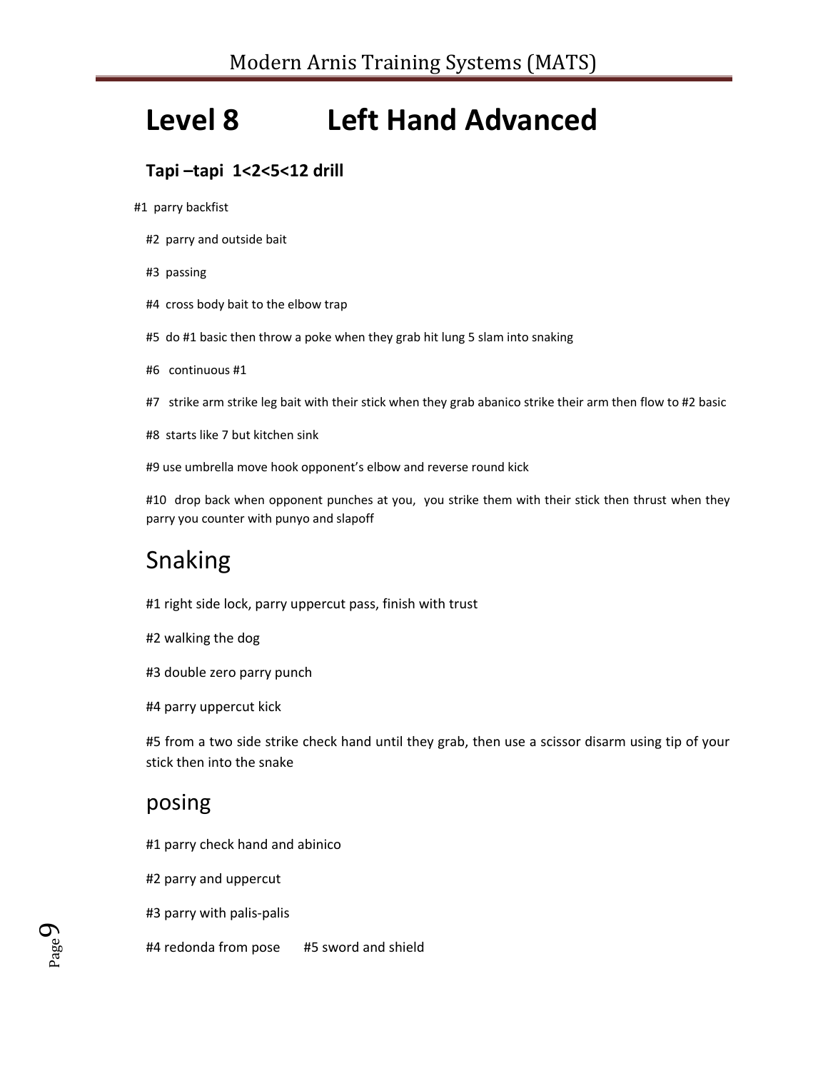# Level 8 Left Hand Advanced

### Tapi –tapi 1<2<5<12 drill

#1 parry backfist

#2 parry and outside bait

#3 passing

#4 cross body bait to the elbow trap

#5 do #1 basic then throw a poke when they grab hit lung 5 slam into snaking

#6 continuous #1

#7 strike arm strike leg bait with their stick when they grab abanico strike their arm then flow to #2 basic

#8 starts like 7 but kitchen sink

#9 use umbrella move hook opponent's elbow and reverse round kick

#10 drop back when opponent punches at you, you strike them with their stick then thrust when they parry you counter with punyo and slapoff

## Snaking

#1 right side lock, parry uppercut pass, finish with trust

#2 walking the dog

#3 double zero parry punch

#4 parry uppercut kick

#5 from a two side strike check hand until they grab, then use a scissor disarm using tip of your stick then into the snake

## posing

#1 parry check hand and abinico

#2 parry and uppercut

#3 parry with palis-palis

#4 redonda from pose #5 sword and shield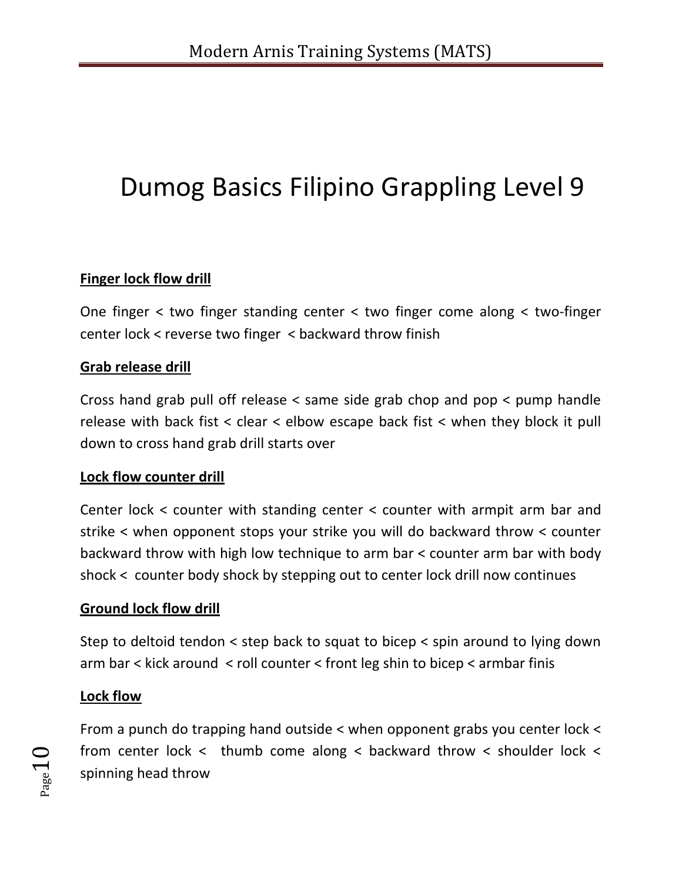# Dumog Basics Filipino Grappling Level 9

**Finger lock flow drill**

One finger < two finger standing center < two finger come along < two-finger center lock < reverse two finger < backward throw finish

**Grab release drill**

Cross hand grab pull off release < same side grab chop and pop < pump handle release with back fist < clear < elbow escape back fist < when they block it pull down to cross hand grab drill starts over

**Lock flow counter drill**

Center lock < counter with standing center < counter with armpit arm bar and strike < when opponent stops your strike you will do backward throw < counter backward throw with high low technique to arm bar < counter arm bar with body shock < counter body shock by stepping out to center lock drill now continues

**Ground lock flow drill**

Step to deltoid tendon < step back to squat to bicep < spin around to lying down arm bar < kick around < roll counter < front leg shin to bicep < armbar finis

**Lock flow**

From a punch do trapping hand outside < when opponent grabs you center lock < from center lock < thumb come along < backward throw < shoulder lock < spinning head throw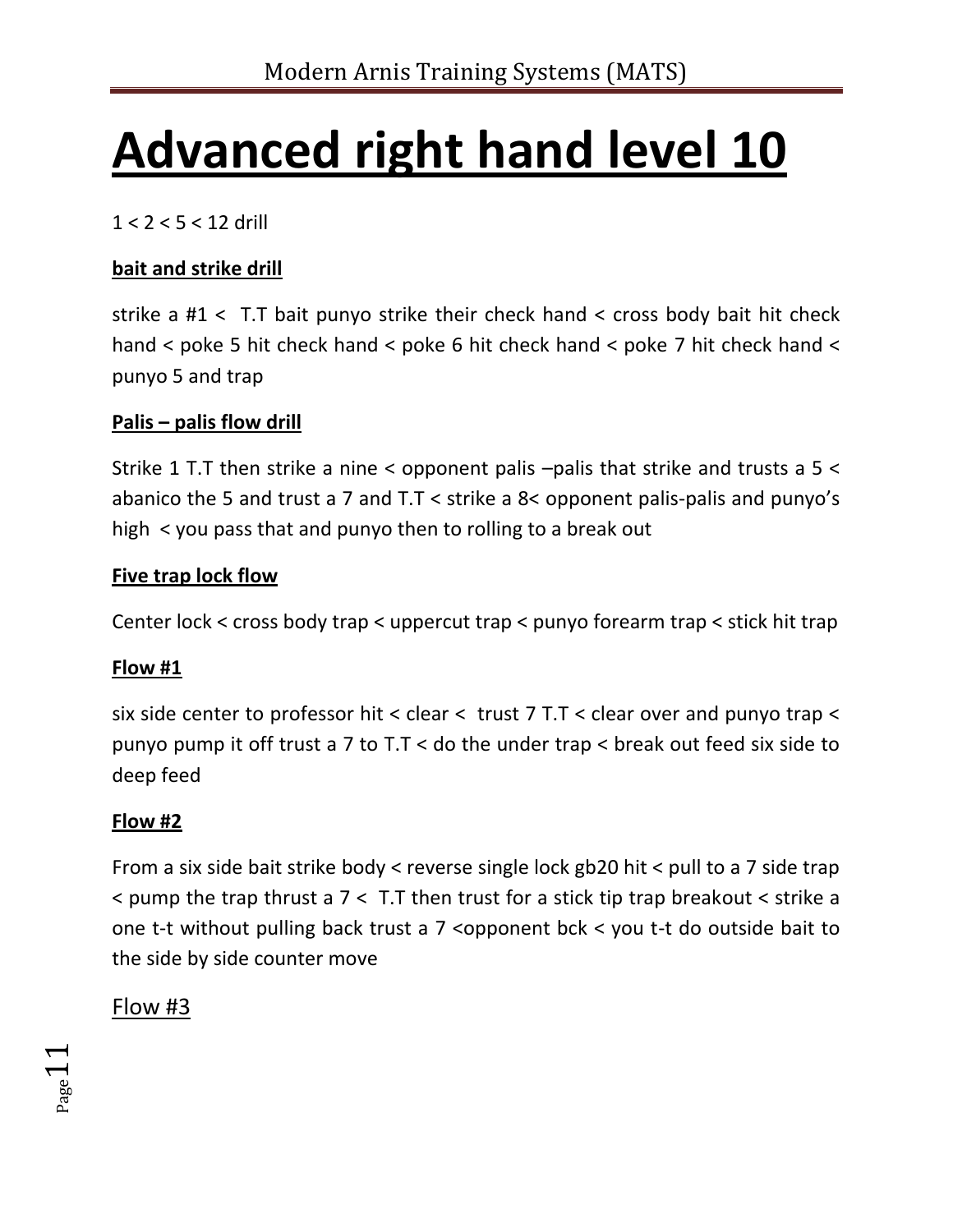# Advanced right hand level 10

1 < 2 < 5 < 12 drill

**bait and strike drill**

strike a #1 < T.T bait punyo strike their check hand < cross body bait hit check hand < poke 5 hit check hand < poke 6 hit check hand < poke 7 hit check hand < punyo 5 and trap

**Palis – palis flow drill**

Strike 1 T.T then strike a nine < opponent palis –palis that strike and trusts a 5 < abanico the 5 and trust a 7 and T.T < strike a 8< opponent palis-palis and punyo's high < you pass that and punyo then to rolling to a break out

**Five trap lock flow**

Center lock < cross body trap < uppercut trap < punyo forearm trap < stick hit trap

**Flow #1**

six side center to professor hit < clear < trust 7 T.T < clear over and punyo trap < punyo pump it off trust a 7 to T.T < do the under trap < break out feed six side to deep feed

**Flow #2**

From a six side bait strike body < reverse single lock gb20 hit < pull to a 7 side trap < pump the trap thrust a 7 < T.T then trust for a stick tip trap breakout < strike a one t-t without pulling back trust a 7 <opponent bck < you t-t do outside bait to the side by side counter move

Flow #3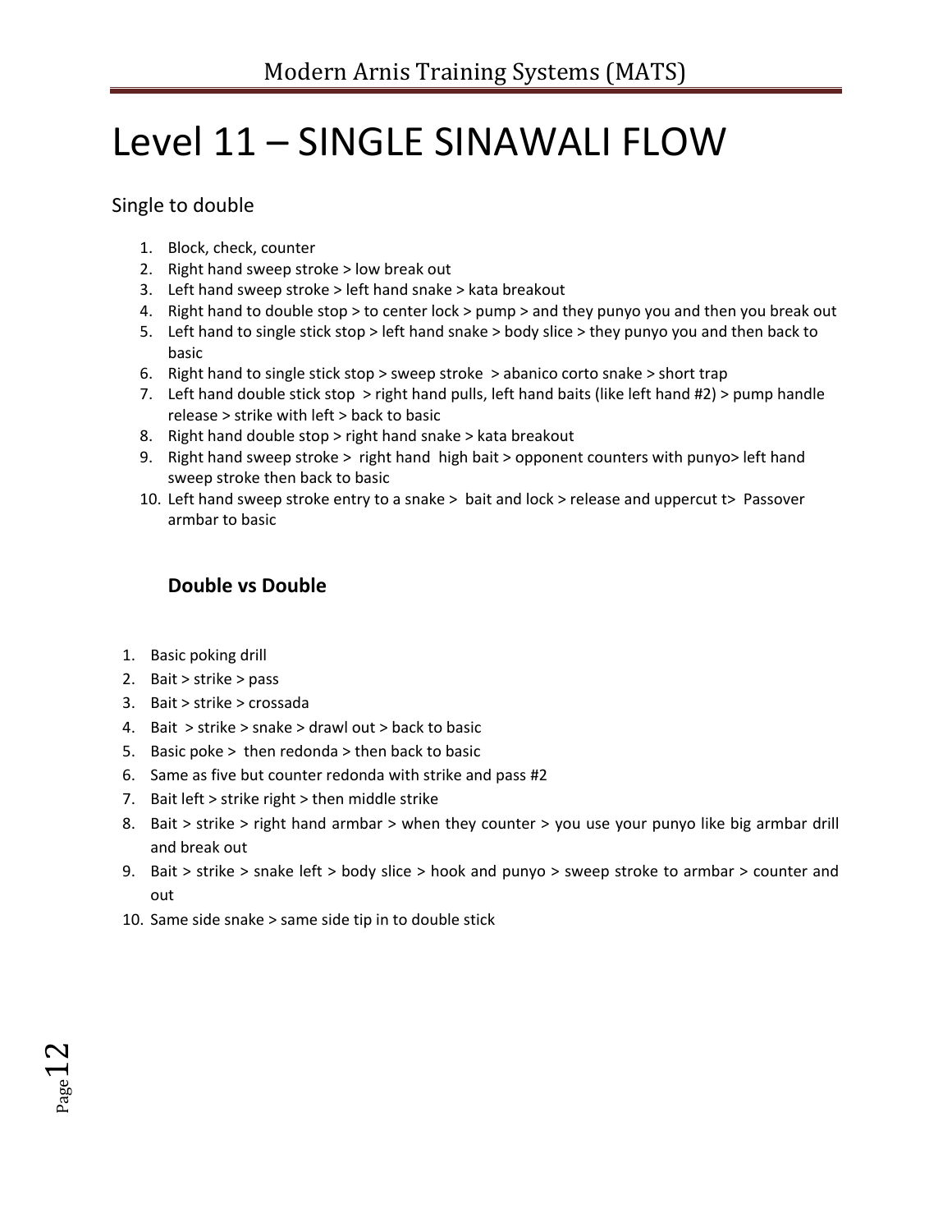# Level 11 – SINGLE SINAWALI FLOW

Single to double

1. Block, check, counter
2. Right hand sweep stroke > low break out
3. Left hand sweep stroke > left hand snake > kata breakout
4. Right hand to double stop > to center lock > pump > and they punyo you and then you break out
5. Left hand to single stick stop > left hand snake > body slice > they punyo you and then back to basic
6. Right hand to single stick stop > sweep stroke > abanico corto snake > short trap
7. Left hand double stick stop > right hand pulls, left hand baits (like left hand #2) > pump handle release > strike with left > back to basic
8. Right hand double stop > right hand snake > kata breakout
9. Right hand sweep stroke > right hand high bait > opponent counters with punyo> left hand sweep stroke then back to basic
10. Left hand sweep stroke entry to a snake > bait and lock > release and uppercut t> Passover armbar to basic

### Double vs Double

1. Basic poking drill
2. Bait > strike > pass
3. Bait > strike > crossada
4. Bait > strike > snake > drawl out > back to basic
5. Basic poke > then redonda > then back to basic
6. Same as five but counter redonda with strike and pass #2
7. Bait left > strike right > then middle strike
8. Bait > strike > right hand armbar > when they counter > you use your punyo like big armbar drill and break out
9. Bait > strike > snake left > body slice > hook and punyo > sweep stroke to armbar > counter and out
10. Same side snake > same side tip in to double stick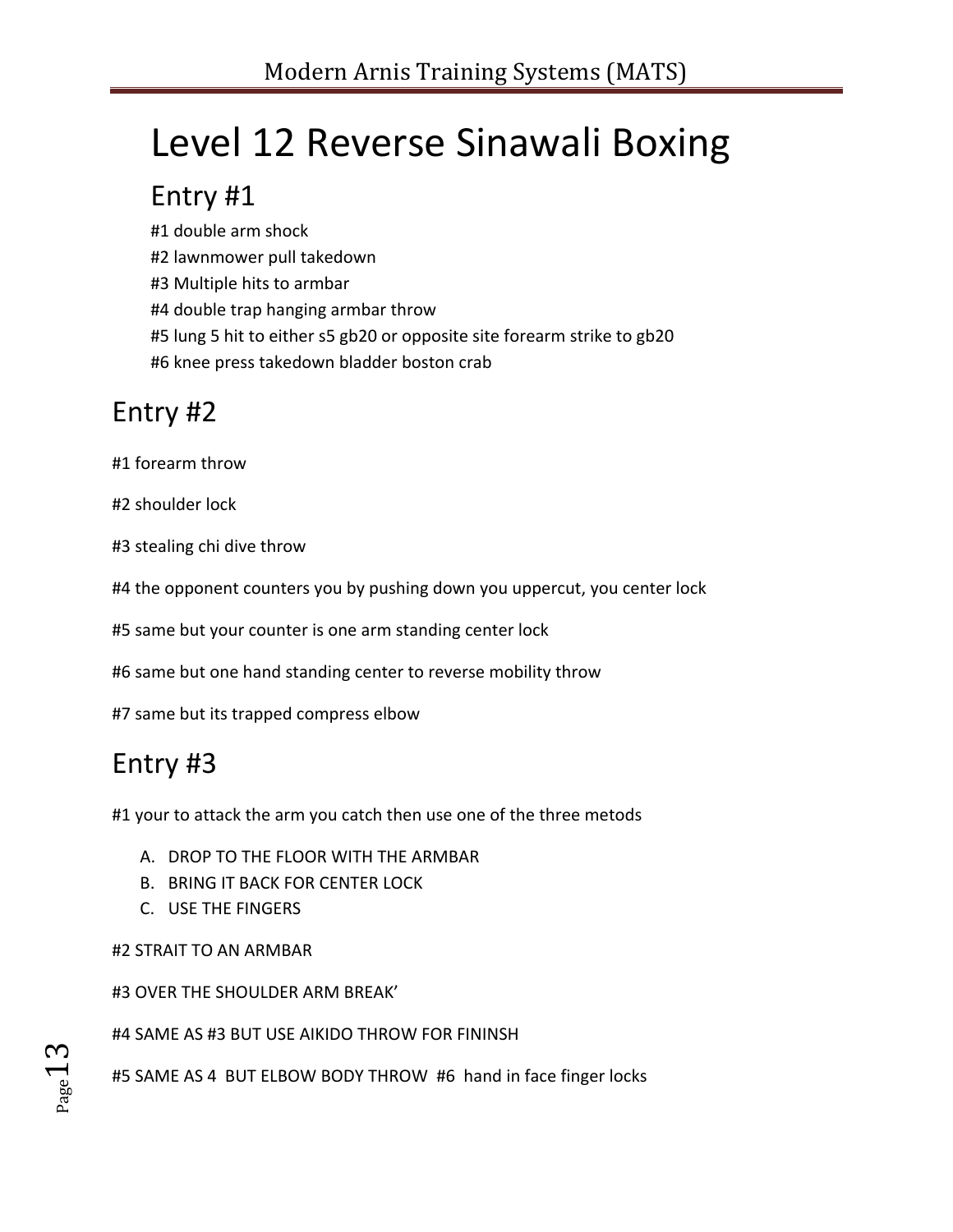# Level 12 Reverse Sinawali Boxing

## Entry #1

#1 double arm shock

#2 lawnmower pull takedown

#3 Multiple hits to armbar

#4 double trap hanging armbar throw

#5 lung 5 hit to either s5 gb20 or opposite site forearm strike to gb20

#6 knee press takedown bladder boston crab

## Entry #2

#1 forearm throw

#2 shoulder lock

#3 stealing chi dive throw

#4 the opponent counters you by pushing down you uppercut, you center lock

#5 same but your counter is one arm standing center lock

#6 same but one hand standing center to reverse mobility throw

#7 same but its trapped compress elbow

## Entry #3

#1 your to attack the arm you catch then use one of the three metods

A. DROP TO THE FLOOR WITH THE ARMBAR
B. BRING IT BACK FOR CENTER LOCK
C. USE THE FINGERS

#2 STRAIT TO AN ARMBAR

#3 OVER THE SHOULDER ARM BREAK'

#4 SAME AS #3 BUT USE AIKIDO THROW FOR FININSH

#5 SAME AS 4 BUT ELBOW BODY THROW #6 hand in face finger locks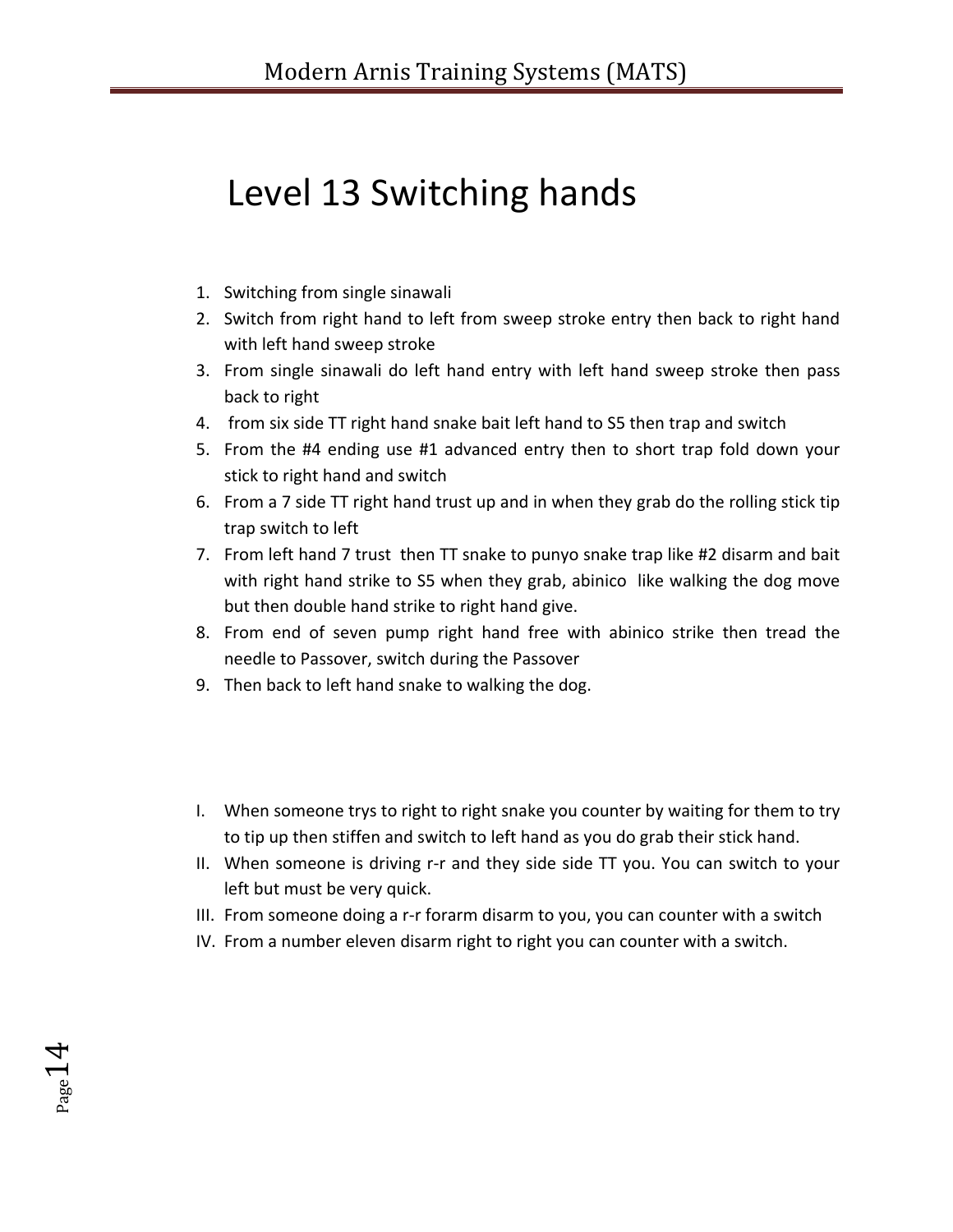# Level 13 Switching hands

1. Switching from single sinawali
2. Switch from right hand to left from sweep stroke entry then back to right hand with left hand sweep stroke
3. From single sinawali do left hand entry with left hand sweep stroke then pass back to right
4. from six side TT right hand snake bait left hand to S5 then trap and switch
5. From the #4 ending use #1 advanced entry then to short trap fold down your stick to right hand and switch
6. From a 7 side TT right hand trust up and in when they grab do the rolling stick tip trap switch to left
7. From left hand 7 trust then TT snake to punyo snake trap like #2 disarm and bait with right hand strike to S5 when they grab, abinico like walking the dog move but then double hand strike to right hand give.
8. From end of seven pump right hand free with abinico strike then tread the needle to Passover, switch during the Passover
9. Then back to left hand snake to walking the dog.

I. When someone trys to right to right snake you counter by waiting for them to try to tip up then stiffen and switch to left hand as you do grab their stick hand.
II. When someone is driving r-r and they side side TT you. You can switch to your left but must be very quick.
III. From someone doing a r-r forarm disarm to you, you can counter with a switch
IV. From a number eleven disarm right to right you can counter with a switch.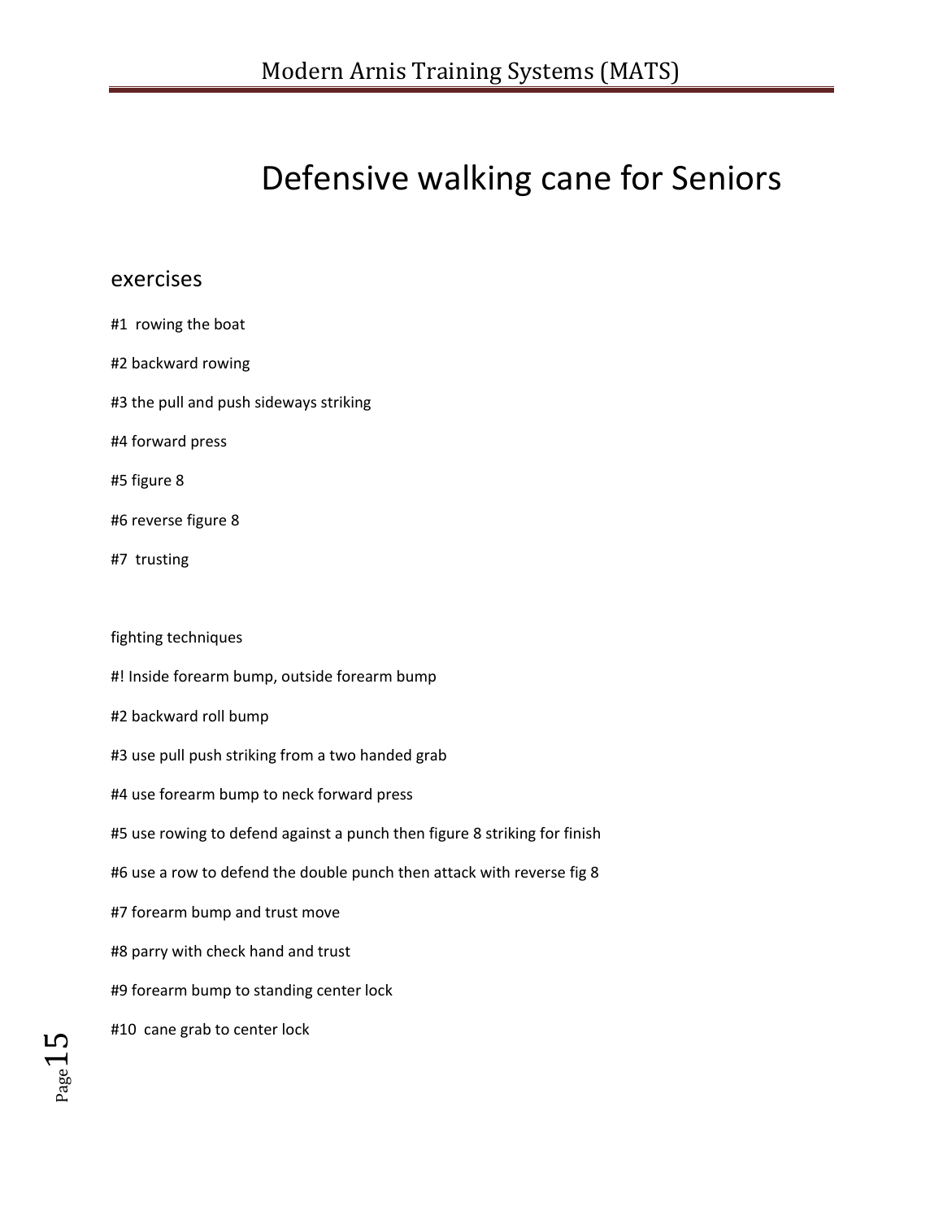# Defensive walking cane for Seniors

## exercises

#1 rowing the boat

#2 backward rowing

#3 the pull and push sideways striking

#4 forward press

#5 figure 8

#6 reverse figure 8

#7 trusting

fighting techniques

#! Inside forearm bump, outside forearm bump

#2 backward roll bump

#3 use pull push striking from a two handed grab

#4 use forearm bump to neck forward press

#5 use rowing to defend against a punch then figure 8 striking for finish

#6 use a row to defend the double punch then attack with reverse fig 8

#7 forearm bump and trust move

#8 parry with check hand and trust

#9 forearm bump to standing center lock

#10 cane grab to center lock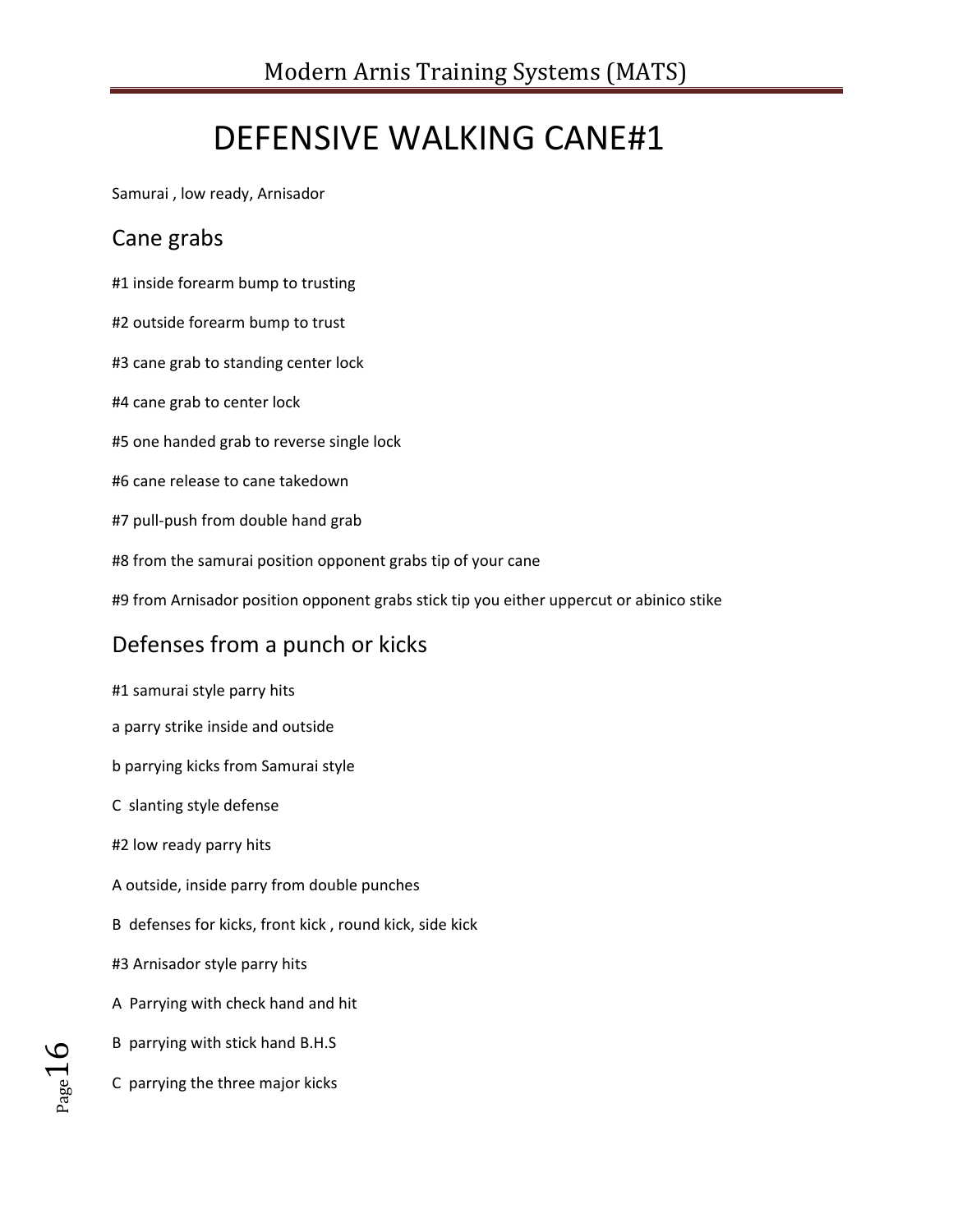# DEFENSIVE WALKING CANE#1

Samurai , low ready, Arnisador

## Cane grabs

#1 inside forearm bump to trusting

#2 outside forearm bump to trust

#3 cane grab to standing center lock

#4 cane grab to center lock

#5 one handed grab to reverse single lock

#6 cane release to cane takedown

#7 pull-push from double hand grab

#8 from the samurai position opponent grabs tip of your cane

#9 from Arnisador position opponent grabs stick tip you either uppercut or abinico stike

## Defenses from a punch or kicks

#1 samurai style parry hits

a parry strike inside and outside

b parrying kicks from Samurai style

C slanting style defense

#2 low ready parry hits

A outside, inside parry from double punches

B defenses for kicks, front kick , round kick, side kick

#3 Arnisador style parry hits

A Parrying with check hand and hit

B parrying with stick hand B.H.S

C parrying the three major kicks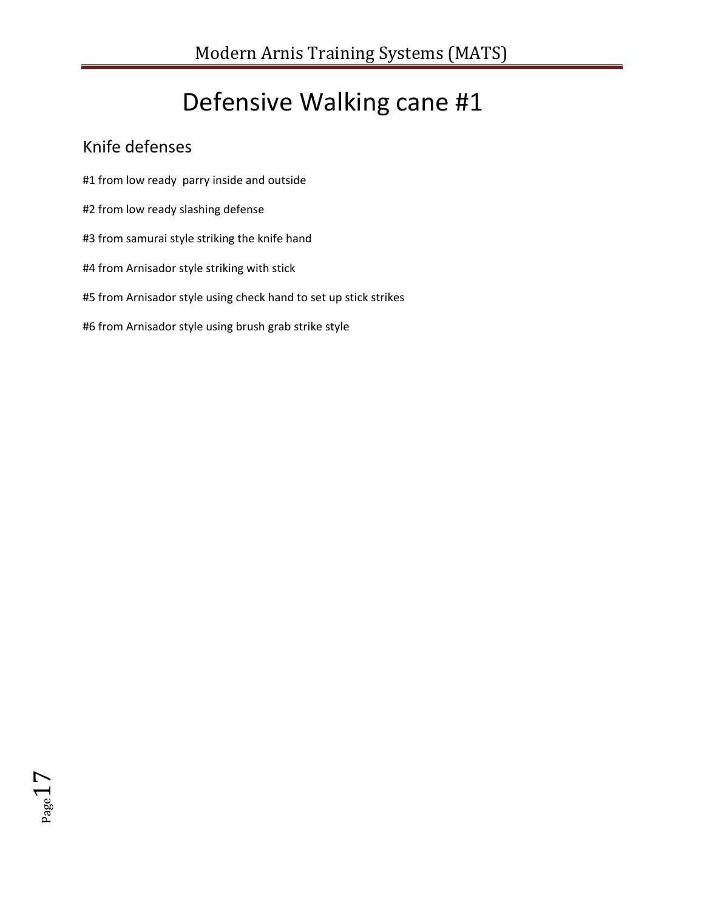# Defensive Walking cane #1

## Knife defenses

#1 from low ready  parry inside and outside

#2 from low ready slashing defense

#3 from samurai style striking the knife hand

#4 from Arnisador style striking with stick

#5 from Arnisador style using check hand to set up stick strikes

#6 from Arnisador style using brush grab strike style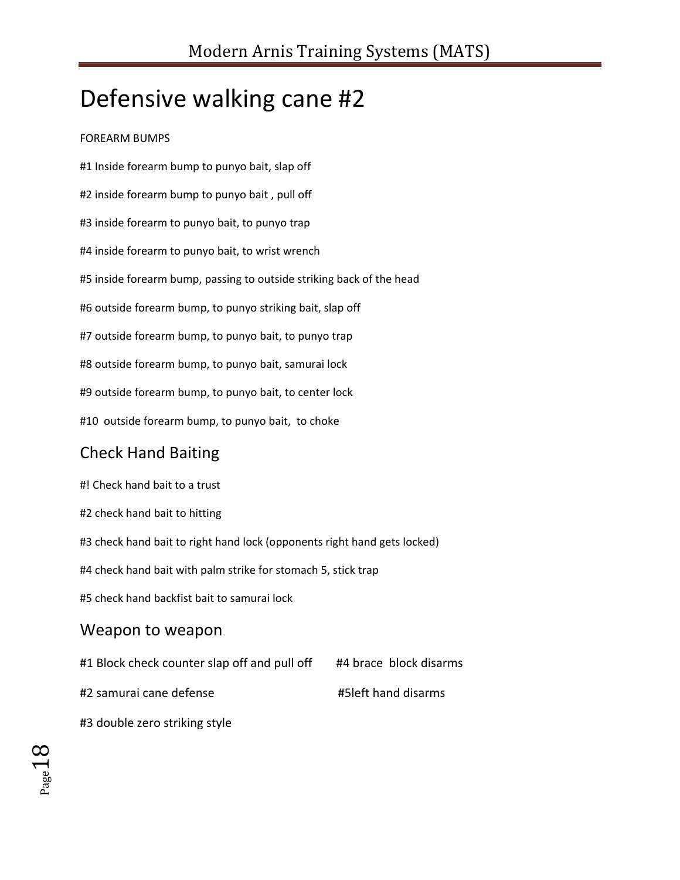# Defensive walking cane #2

FOREARM BUMPS

#1 Inside forearm bump to punyo bait, slap off

#2 inside forearm bump to punyo bait , pull off

#3 inside forearm to punyo bait, to punyo trap

#4 inside forearm to punyo bait, to wrist wrench

#5 inside forearm bump, passing to outside striking back of the head

#6 outside forearm bump, to punyo striking bait, slap off

#7 outside forearm bump, to punyo bait, to punyo trap

#8 outside forearm bump, to punyo bait, samurai lock

#9 outside forearm bump, to punyo bait, to center lock

#10 outside forearm bump, to punyo bait, to choke

## Check Hand Baiting

#! Check hand bait to a trust

#2 check hand bait to hitting

#3 check hand bait to right hand lock (opponents right hand gets locked)

#4 check hand bait with palm strike for stomach 5, stick trap

#5 check hand backfist bait to samurai lock

## Weapon to weapon

#1 Block check counter slap off and pull off

#2 samurai cane defense

#3 double zero striking style

#4 brace block disarms

#5left hand disarms